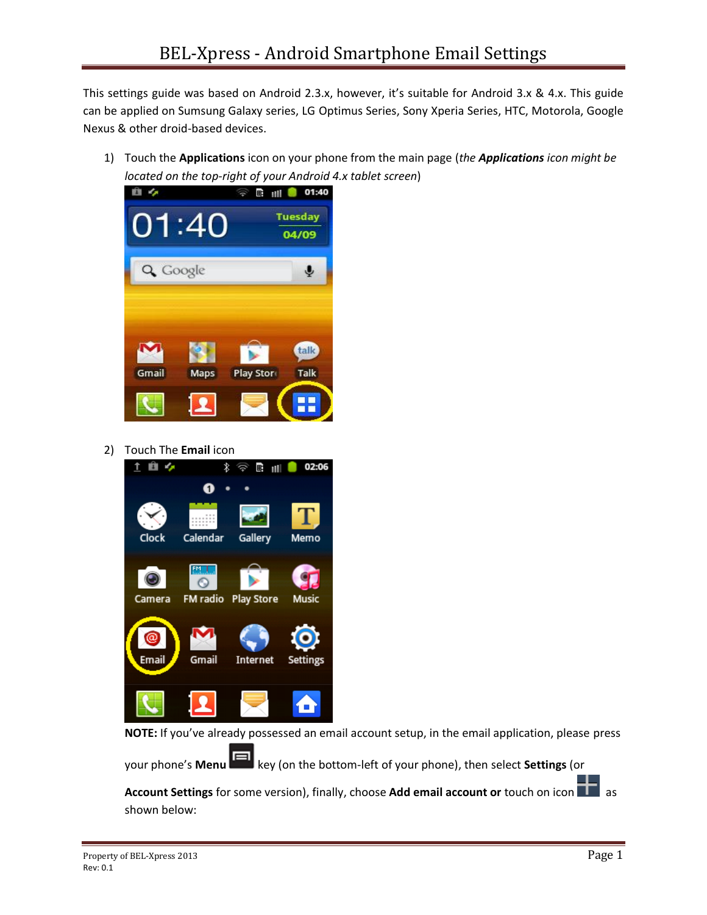# BEL-Xpress - Android Smartphone Email Settings

This settings guide was based on Android 2.3.x, however, it's suitable for Android 3.x & 4.x. This guide can be applied on Sumsung Galaxy series, LG Optimus Series, Sony Xperia Series, HTC, Motorola, Google Nexus & other droid-based devices.

1) Touch the **Applications** icon on your phone from the main page (*the **Applications** icon might be located on the top-right of your Android 4.x tablet screen*)

2) Touch The **Email** icon

**NOTE:** If you've already possessed an email account setup, in the email application, please press your phone's **Menu** key (on the bottom-left of your phone), then select **Settings** (or **Account Settings** for some version), finally, choose **Add email account or** touch on icon as shown below: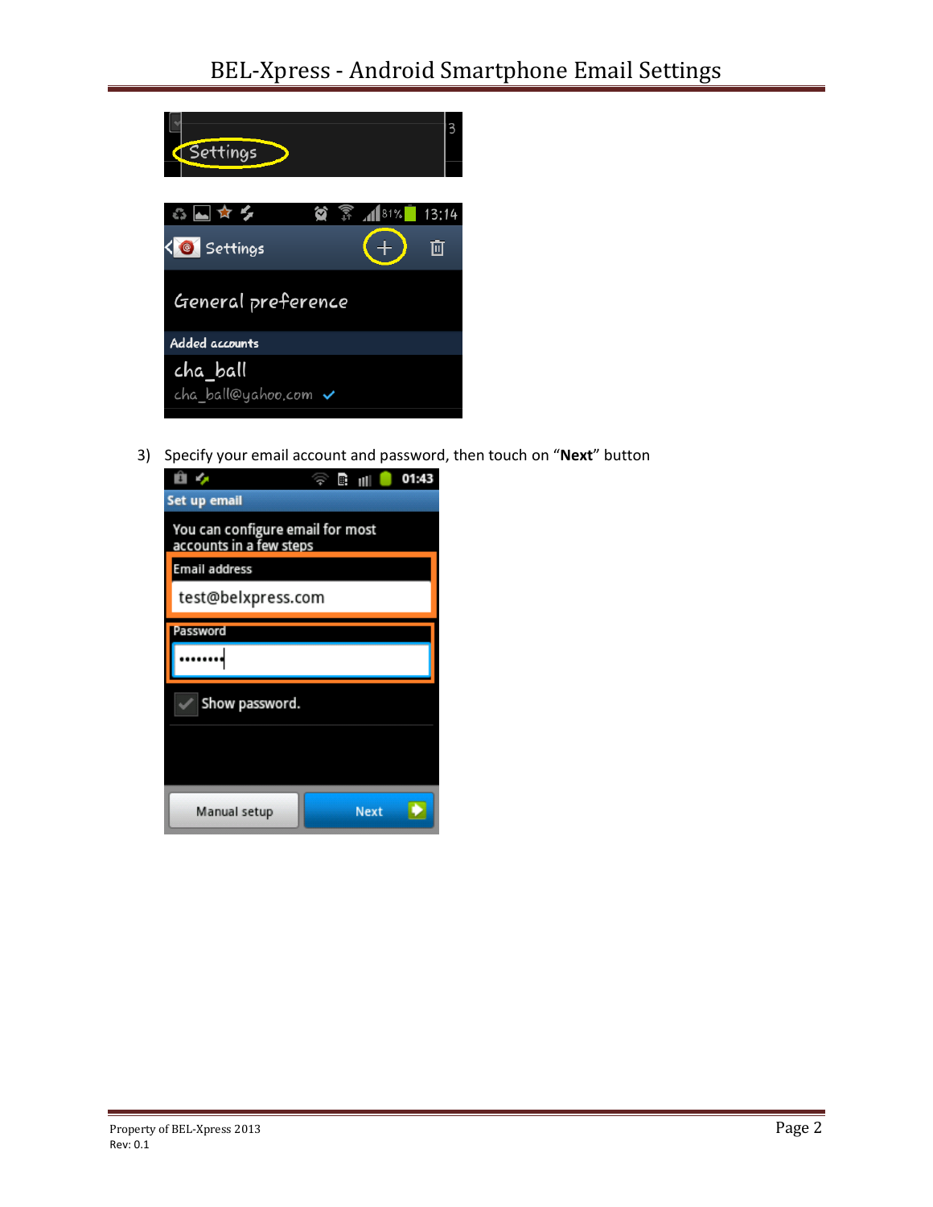3) Specify your email account and password, then touch on "**Next**" button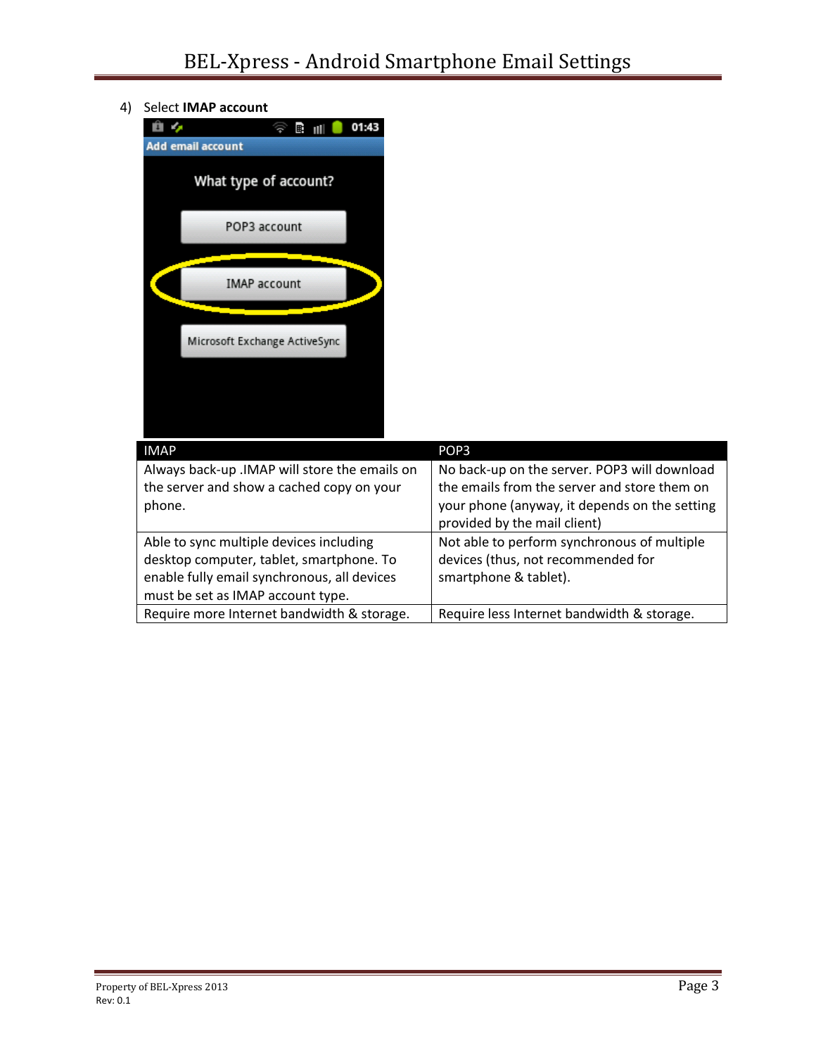4) Select **IMAP account**

| IMAP | POP3 |
| --- | --- |
| Always back-up .IMAP will store the emails on the server and show a cached copy on your phone. | No back-up on the server. POP3 will download the emails from the server and store them on your phone (anyway, it depends on the setting provided by the mail client) |
| Able to sync multiple devices including desktop computer, tablet, smartphone. To enable fully email synchronous, all devices must be set as IMAP account type. | Not able to perform synchronous of multiple devices (thus, not recommended for smartphone & tablet). |
| Require more Internet bandwidth & storage. | Require less Internet bandwidth & storage. |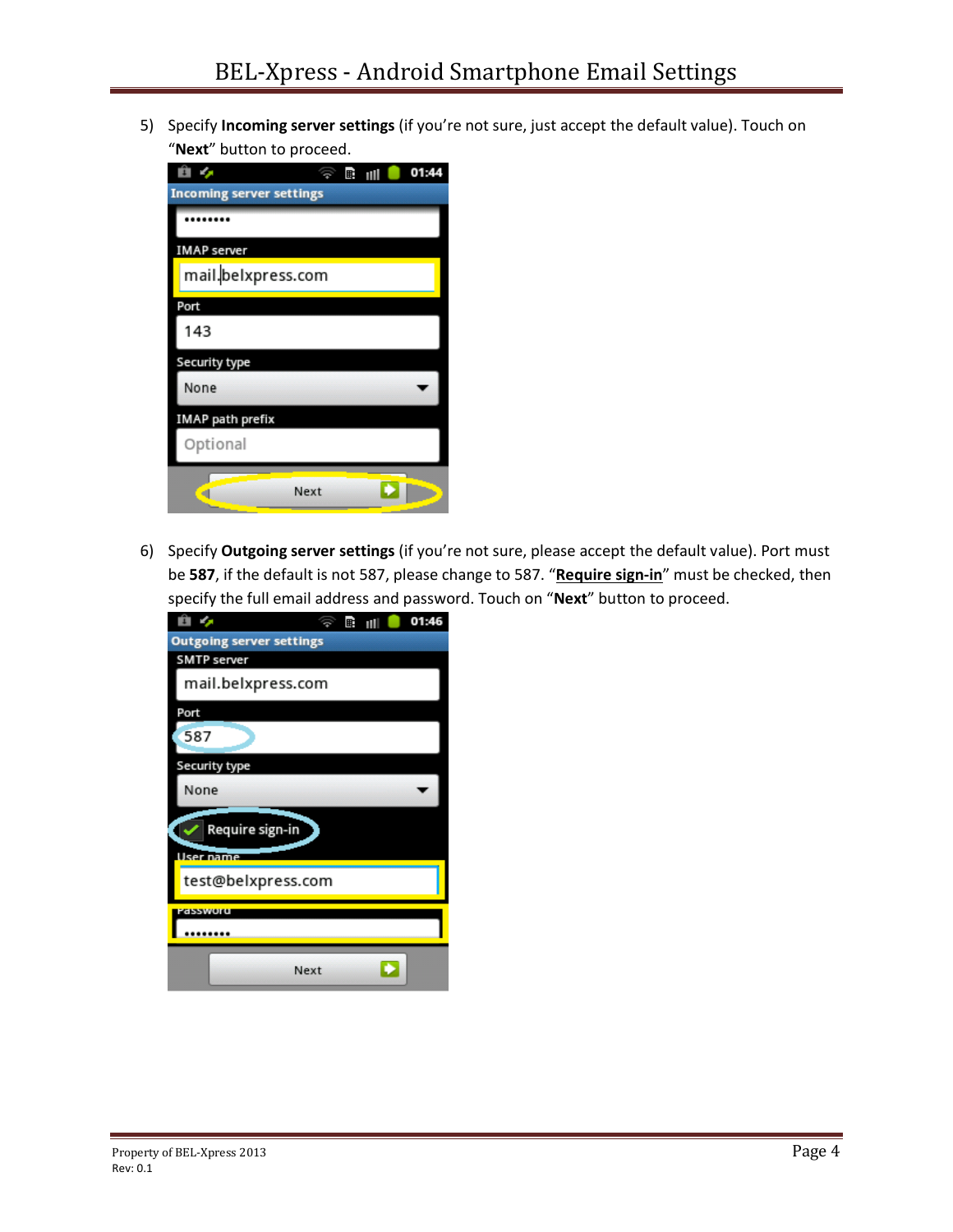5) Specify **Incoming server settings** (if you're not sure, just accept the default value). Touch on "**Next**" button to proceed.

6) Specify **Outgoing server settings** (if you're not sure, please accept the default value). Port must be **587**, if the default is not 587, please change to 587. "**Require sign-in**" must be checked, then specify the full email address and password. Touch on "**Next**" button to proceed.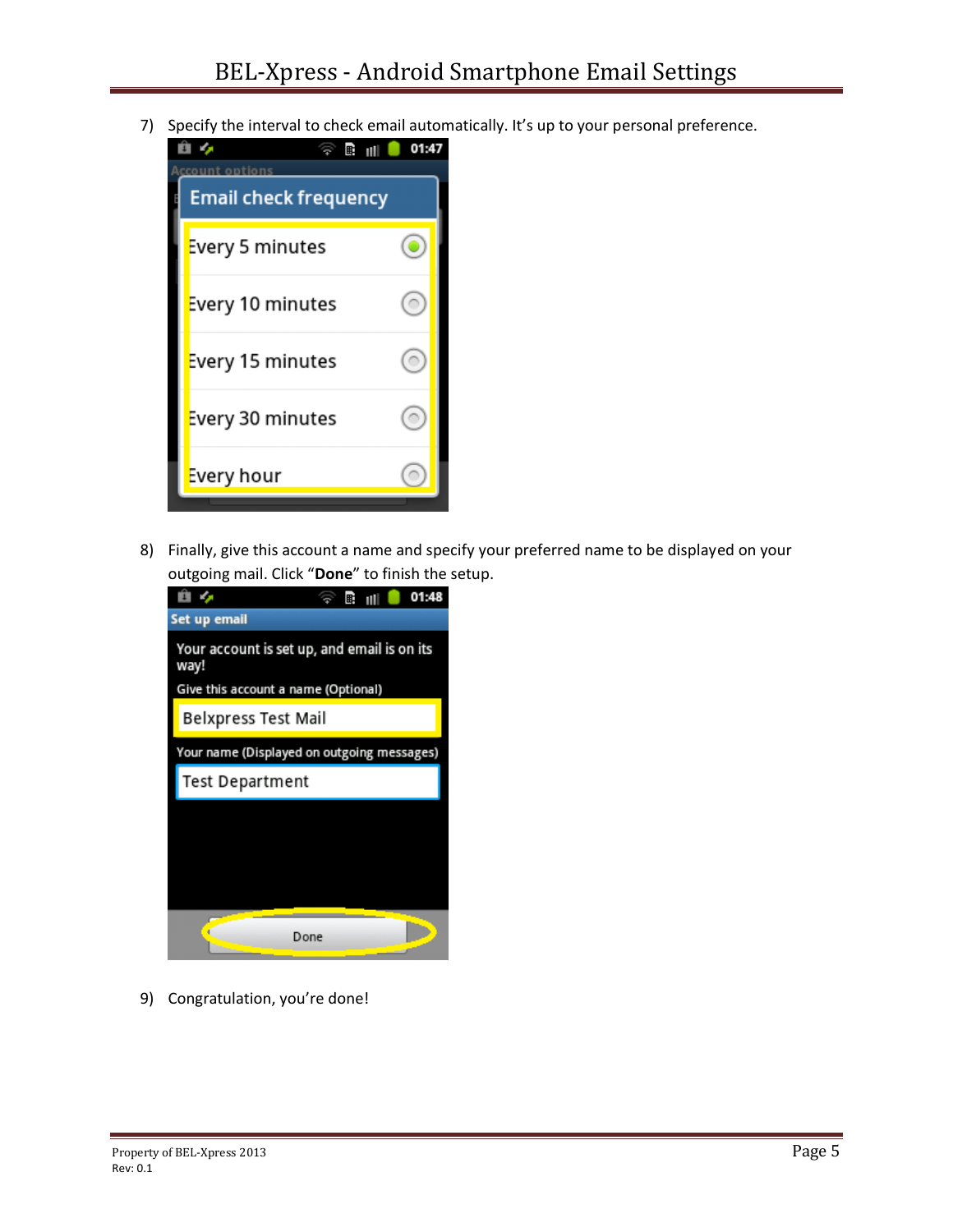7) Specify the interval to check email automatically. It's up to your personal preference.

8) Finally, give this account a name and specify your preferred name to be displayed on your outgoing mail. Click "**Done**" to finish the setup.

9) Congratulation, you're done!